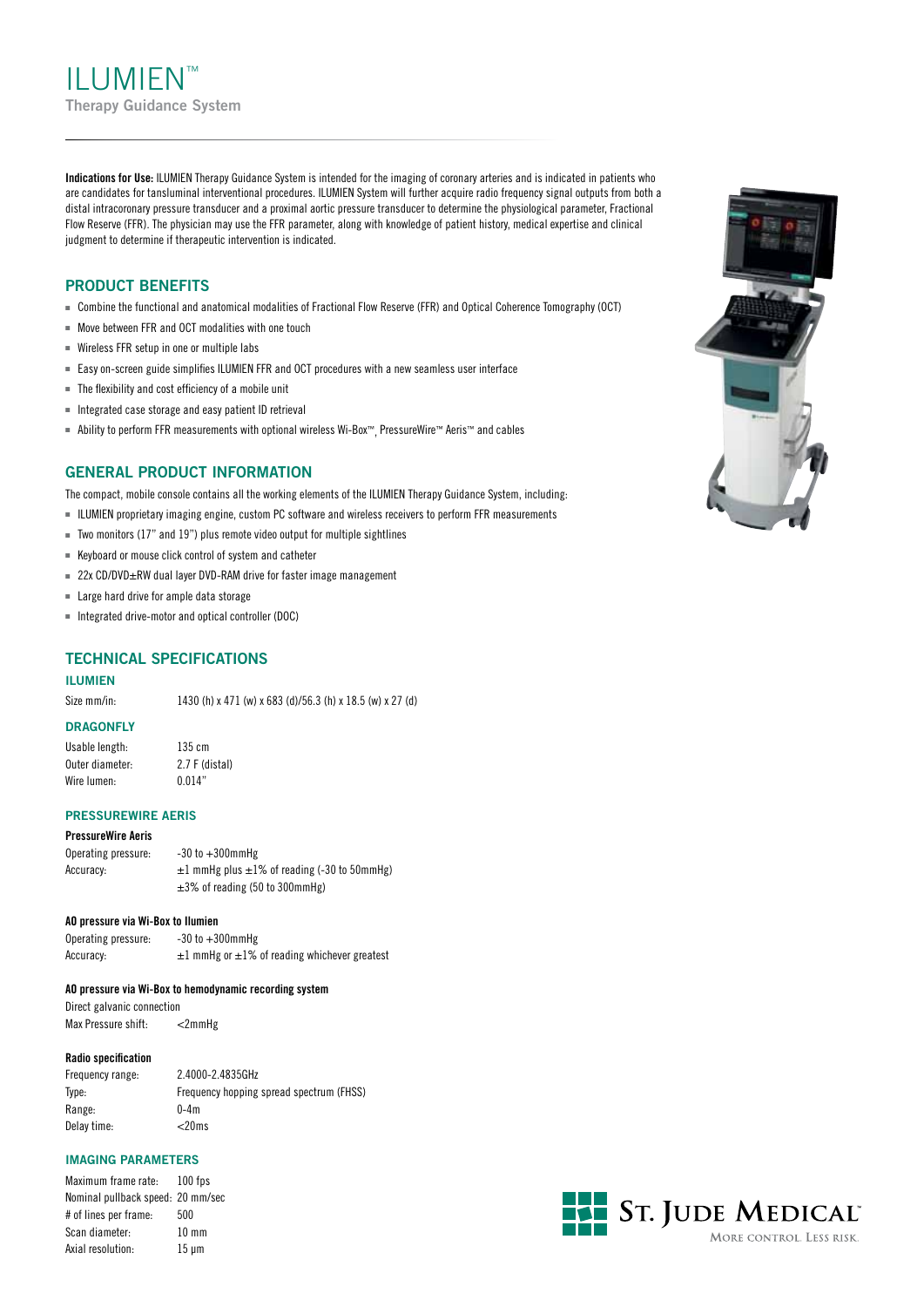# ILUMIEN™

## Therapy Guidance System

**Indications for Use:** ILUMIEN Therapy Guidance System is intended for the imaging of coronary arteries and is indicated in patients who are candidates for transluminal interventional procedures. ILUMIEN System will further acquire radio frequency signal outputs from both a distal intracoronary pressure transducer and a proximal aortic pressure transducer to determine the physiological parameter, Fractional Flow Reserve (FFR). The physician may use the FFR parameter, along with knowledge of patient history, medical expertise and clinical judgment to determine if therapeutic intervention is indicated.

## PRODUCT BENEFITS

- Combine the functional and anatomical modalities of Fractional Flow Reserve (FFR) and Optical Coherence Tomography (OCT)
- Move between FFR and OCT modalities with one touch
- Wireless FFR setup in one or multiple labs
- Easy on-screen guide simplifies ILUMIEN FFR and OCT procedures with a new seamless user interface
- The flexibility and cost efficiency of a mobile unit
- Integrated case storage and easy patient ID retrieval
- Ability to perform FFR measurements with optional wireless Wi-Box™, PressureWire™ Aeris™ and cables

## GENERAL PRODUCT INFORMATION

The compact, mobile console contains all the working elements of the ILUMIEN Therapy Guidance System, including:

- ILUMIEN proprietary imaging engine, custom PC software and wireless receivers to perform FFR measurements
- Two monitors (17" and 19") plus remote video output for multiple sightlines
- Keyboard or mouse click control of system and catheter
- 22x CD/DVD±RW dual layer DVD-RAM drive for faster image management
- Large hard drive for ample data storage
- Integrated drive-motor and optical controller (DOC)

## TECHNICAL SPECIFICATIONS

### ILUMIEN

Size mm/in: 1430 (h) x 471 (w) x 683 (d)/56.3 (h) x 18.5 (w) x 27 (d)

### DRAGONFLY

Usable length: 135 cm
Outer diameter: 2.7 F (distal)
Wire lumen: 0.014"

### PRESSUREWIRE AERIS

**PressureWire Aeris**

Operating pressure: -30 to +300mmHg
Accuracy: ±1 mmHg plus ±1% of reading (-30 to 50mmHg)
±3% of reading (50 to 300mmHg)

**AO pressure via Wi-Box to Ilumien**

Operating pressure: -30 to +300mmHg
Accuracy: ±1 mmHg or ±1% of reading whichever greatest

**AO pressure via Wi-Box to hemodynamic recording system**

Direct galvanic connection
Max Pressure shift: <2mmHg

**Radio specification**

Frequency range: 2.4000-2.4835GHz
Type: Frequency hopping spread spectrum (FHSS)
Range: 0-4m
Delay time: <20ms

### IMAGING PARAMETERS

Maximum frame rate: 100 fps
Nominal pullback speed: 20 mm/sec
# of lines per frame: 500
Scan diameter: 10 mm
Axial resolution: 15 µm

ST. JUDE MEDICAL™
MORE CONTROL. LESS RISK.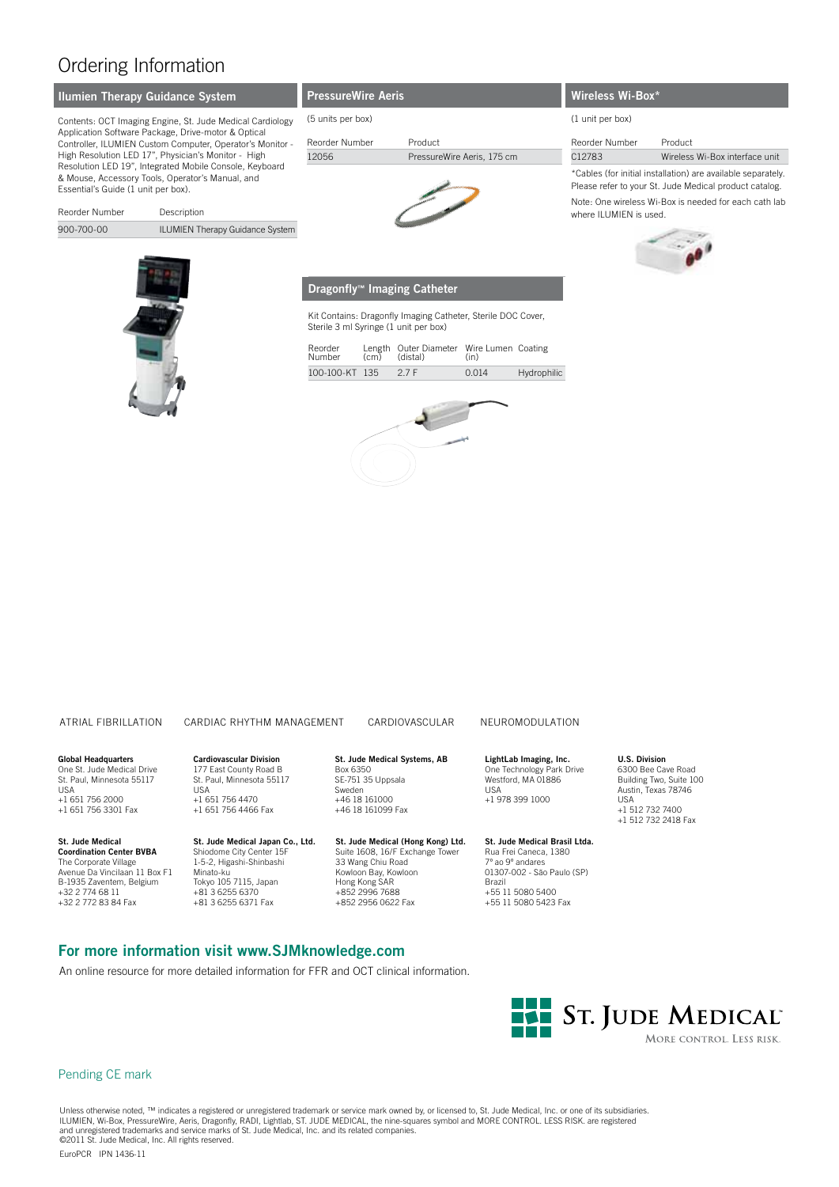# Ordering Information

## Ilumien Therapy Guidance System

Contents: OCT Imaging Engine, St. Jude Medical Cardiology Application Software Package, Drive-motor & Optical Controller, ILUMIEN Custom Computer, Operator's Monitor - High Resolution LED 17", Physician's Monitor - High Resolution LED 19", Integrated Mobile Console, Keyboard & Mouse, Accessory Tools, Operator's Manual, and Essential's Guide (1 unit per box).

| Reorder Number | Description |
|---|---|
| 900-700-00 | ILUMIEN Therapy Guidance System |

## PressureWire Aeris

(5 units per box)

| Reorder Number | Product |
|---|---|
| 12056 | PressureWire Aeris, 175 cm |

## Wireless Wi-Box*

(1 unit per box)

| Reorder Number | Product |
|---|---|
| C12783 | Wireless Wi-Box interface unit |

*Cables (for initial installation) are available separately. Please refer to your St. Jude Medical product catalog.

Note: One wireless Wi-Box is needed for each cath lab where ILUMIEN is used.

## Dragonfly™ Imaging Catheter

Kit Contains: Dragonfly Imaging Catheter, Sterile DOC Cover, Sterile 3 ml Syringe (1 unit per box)

| Reorder Number | Length (cm) | Outer Diameter (distal) | Wire Lumen (in) | Coating |
|---|---|---|---|---|
| 100-100-KT | 135 | 2.7 F | 0.014 | Hydrophilic |

ATRIAL FIBRILLATION CARDIAC RHYTHM MANAGEMENT CARDIOVASCULAR NEUROMODULATION

**Global Headquarters**
One St. Jude Medical Drive
St. Paul, Minnesota 55117
USA
+1 651 756 2000
+1 651 756 3301 Fax

**Cardiovascular Division**
177 East County Road B
St. Paul, Minnesota 55117
USA
+1 651 756 4470
+1 651 756 4466 Fax

**St. Jude Medical Systems, AB**
Box 6350
SE-751 35 Uppsala
Sweden
+46 18 161000
+46 18 161099 Fax

**LightLab Imaging, Inc.**
One Technology Park Drive
Westford, MA 01886
USA
+1 978 399 1000

**U.S. Division**
6300 Bee Cave Road
Building Two, Suite 100
Austin, Texas 78746
USA
+1 512 732 7400
+1 512 732 2418 Fax

**St. Jude Medical Coordination Center BVBA**
The Corporate Village
Avenue Da Vincilaan 11 Box F1
B-1935 Zaventem, Belgium
+32 2 774 68 11
+32 2 772 83 84 Fax

**St. Jude Medical Japan Co., Ltd.**
Shiodome City Center 15F
1-5-2, Higashi-Shinbashi
Minato-ku
Tokyo 105 7115, Japan
+81 3 6255 6370
+81 3 6255 6371 Fax

**St. Jude Medical (Hong Kong) Ltd.**
Suite 1608, 16/F Exchange Tower
33 Wang Chiu Road
Kowloon Bay, Kowloon
Hong Kong SAR
+852 2996 7688
+852 2956 0622 Fax

**St. Jude Medical Brasil Ltda.**
Rua Frei Caneca, 1380
7º ao 9º andares
01307-002 - São Paulo (SP)
Brazil
+55 11 5080 5400
+55 11 5080 5423 Fax

## For more information visit www.SJMknowledge.com

An online resource for more detailed information for FFR and OCT clinical information.

ST. JUDE MEDICAL™
MORE CONTROL. LESS RISK.

Pending CE mark

Unless otherwise noted, ™ indicates a registered or unregistered trademark or service mark owned by, or licensed to, St. Jude Medical, Inc. or one of its subsidiaries. ILUMIEN, Wi-Box, PressureWire, Aeris, Dragonfly, RADI, Lightlab, ST. JUDE MEDICAL, the nine-squares symbol and MORE CONTROL. LESS RISK. are registered and unregistered trademarks and service marks of St. Jude Medical, Inc. and its related companies.
©2011 St. Jude Medical, Inc. All rights reserved.

EuroPCR IPN 1436-11